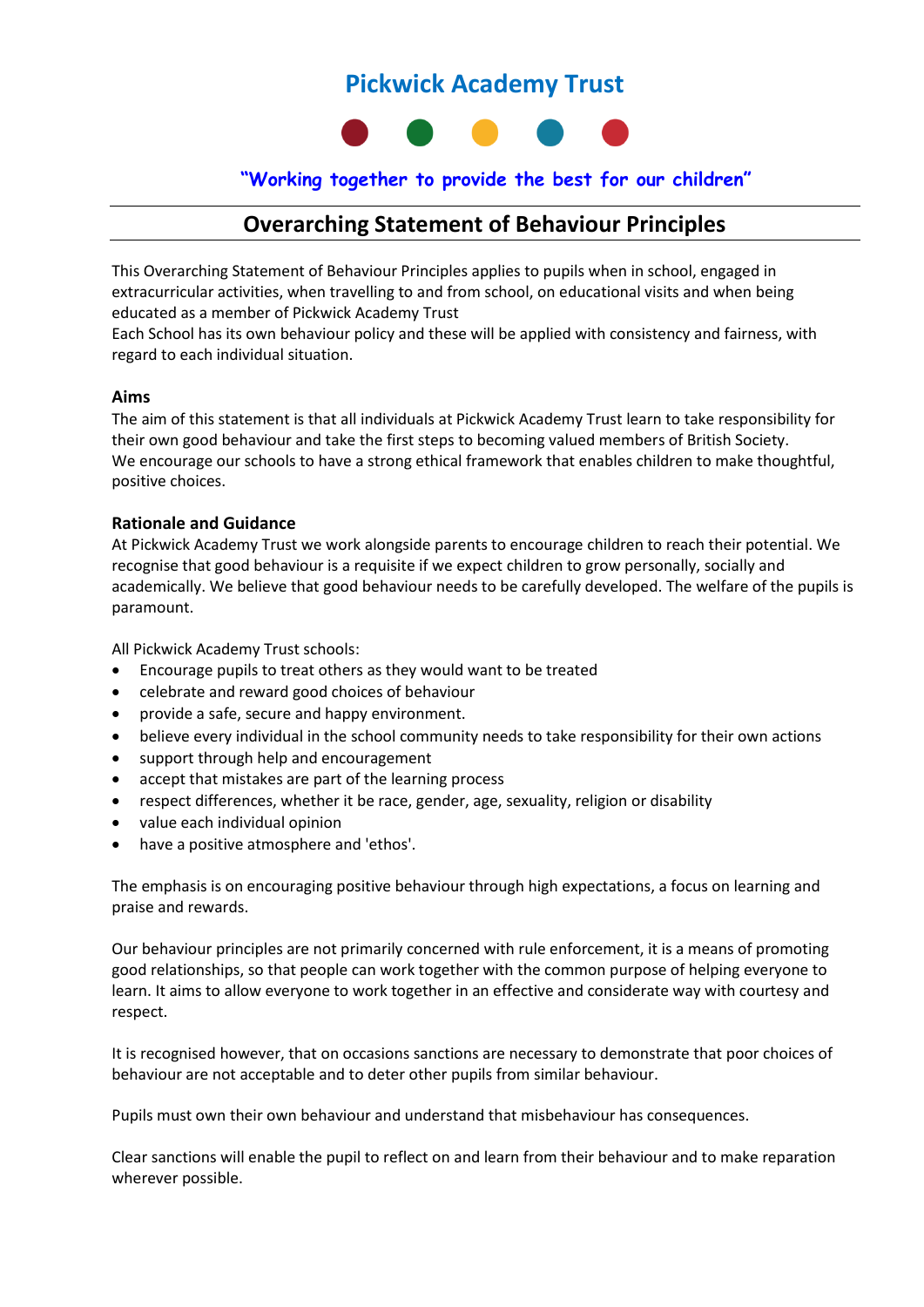# Pickwick Academy Trust

*"Working together to provide the best for our children"*

## Overarching Statement of Behaviour Principles

This Overarching Statement of Behaviour Principles applies to pupils when in school, engaged in extracurricular activities, when travelling to and from school, on educational visits and when being educated as a member of Pickwick Academy Trust
Each School has its own behaviour policy and these will be applied with consistency and fairness, with regard to each individual situation.

### Aims

The aim of this statement is that all individuals at Pickwick Academy Trust learn to take responsibility for their own good behaviour and take the first steps to becoming valued members of British Society.
We encourage our schools to have a strong ethical framework that enables children to make thoughtful, positive choices.

### Rationale and Guidance

At Pickwick Academy Trust we work alongside parents to encourage children to reach their potential. We recognise that good behaviour is a requisite if we expect children to grow personally, socially and academically. We believe that good behaviour needs to be carefully developed. The welfare of the pupils is paramount.

All Pickwick Academy Trust schools:

- Encourage pupils to treat others as they would want to be treated
- celebrate and reward good choices of behaviour
- provide a safe, secure and happy environment.
- believe every individual in the school community needs to take responsibility for their own actions
- support through help and encouragement
- accept that mistakes are part of the learning process
- respect differences, whether it be race, gender, age, sexuality, religion or disability
- value each individual opinion
- have a positive atmosphere and 'ethos'.

The emphasis is on encouraging positive behaviour through high expectations, a focus on learning and praise and rewards.

Our behaviour principles are not primarily concerned with rule enforcement, it is a means of promoting good relationships, so that people can work together with the common purpose of helping everyone to learn. It aims to allow everyone to work together in an effective and considerate way with courtesy and respect.

It is recognised however, that on occasions sanctions are necessary to demonstrate that poor choices of behaviour are not acceptable and to deter other pupils from similar behaviour.

Pupils must own their own behaviour and understand that misbehaviour has consequences.

Clear sanctions will enable the pupil to reflect on and learn from their behaviour and to make reparation wherever possible.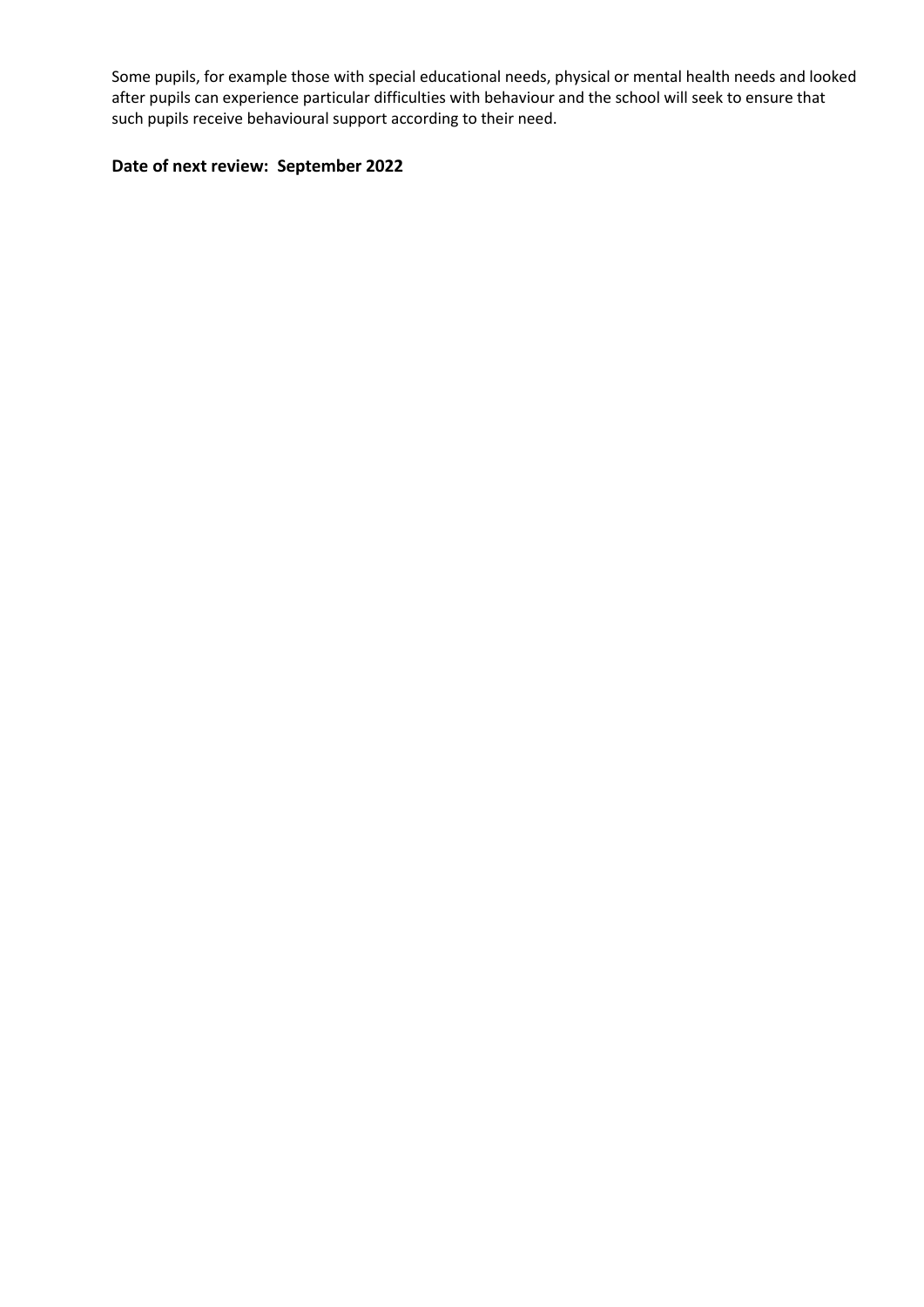Some pupils, for example those with special educational needs, physical or mental health needs and looked after pupils can experience particular difficulties with behaviour and the school will seek to ensure that such pupils receive behavioural support according to their need.

**Date of next review: September 2022**